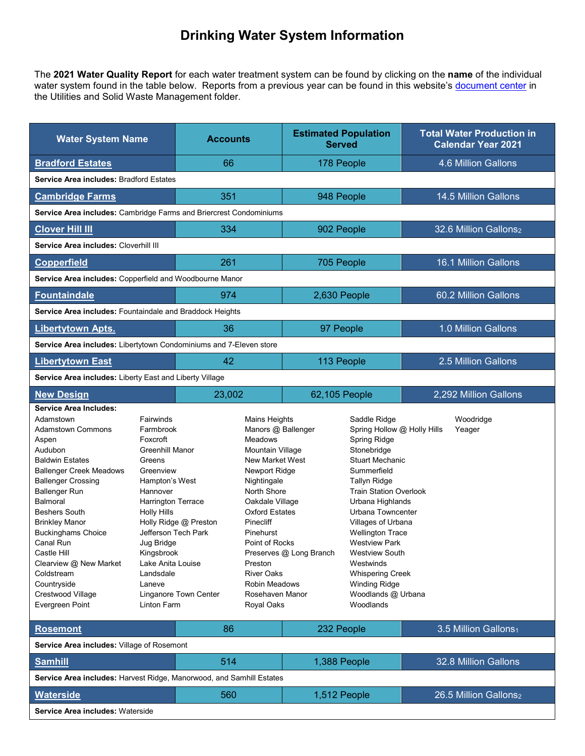# Drinking Water System Information

The **2021 Water Quality Report** for each water treatment system can be found by clicking on the **name** of the individual water system found in the table below. Reports from a previous year can be found in this website's document center in the Utilities and Solid Waste Management folder.

| Water System Name | Accounts | Estimated Population Served | Total Water Production in Calendar Year 2021 |
|---|---|---|---|
| **Bradford Estates** | 66 | 178 People | 4.6 Million Gallons |
| **Service Area includes:** Bradford Estates | | | |
| **Cambridge Farms** | 351 | 948 People | 14.5 Million Gallons |
| **Service Area includes:** Cambridge Farms and Briercrest Condominiums | | | |
| **Clover Hill III** | 334 | 902 People | 32.6 Million Gallons[2] |
| **Service Area includes:** Cloverhill III | | | |
| **Copperfield** | 261 | 705 People | 16.1 Million Gallons |
| **Service Area includes:** Copperfield and Woodbourne Manor | | | |
| **Fountaindale** | 974 | 2,630 People | 60.2 Million Gallons |
| **Service Area includes:** Fountaindale and Braddock Heights | | | |
| **Libertytown Apts.** | 36 | 97 People | 1.0 Million Gallons |
| **Service Area includes:** Libertytown Condominiums and 7-Eleven store | | | |
| **Libertytown East** | 42 | 113 People | 2.5 Million Gallons |
| **Service Area includes:** Liberty East and Liberty Village | | | |
| **New Design** | 23,002 | 62,105 People | 2,292 Million Gallons |
| **Service Area Includes:** Adamstown, Adamstown Commons, Aspen, Audubon, Baldwin Estates, Ballenger Creek Meadows, Ballenger Crossing, Ballenger Run, Balmoral, Beshers South, Brinkley Manor, Buckinghams Choice, Canal Run, Castle Hill, Clearview @ New Market, Coldstream, Countryside, Crestwood Village, Evergreen Point, Fairwinds, Farmbrook, Foxcroft, Greenhill Manor, Greens, Greenview, Hampton's West, Hannover, Harrington Terrace, Holly Hills, Holly Ridge @ Preston, Jefferson Tech Park, Jug Bridge, Kingsbrook, Lake Anita Louise, Landsdale, Laneve, Linganore Town Center, Linton Farm, Mains Heights, Manors @ Ballenger, Meadows, Mountain Village, New Market West, Newport Ridge, Nightingale, North Shore, Oakdale Village, Oxford Estates, Pinecliff, Pinehurst, Point of Rocks, Preserves @ Long Branch, Preston, River Oaks, Robin Meadows, Rosehaven Manor, Royal Oaks, Saddle Ridge, Spring Hollow @ Holly Hills, Spring Ridge, Stonebridge, Stuart Mechanic, Summerfield, Tallyn Ridge, Train Station Overlook, Urbana Highlands, Urbana Towncenter, Villages of Urbana, Wellington Trace, Westview Park, Westview South, Westwinds, Whispering Creek, Winding Ridge, Woodlands @ Urbana, Woodlands, Woodridge, Yeager | | | |
| **Rosemont** | 86 | 232 People | 3.5 Million Gallons[1] |
| **Service Area includes:** Village of Rosemont | | | |
| **Samhill** | 514 | 1,388 People | 32.8 Million Gallons |
| **Service Area includes:** Harvest Ridge, Manorwood, and Samhill Estates | | | |
| **Waterside** | 560 | 1,512 People | 26.5 Million Gallons[2] |
| **Service Area includes:** Waterside | | | |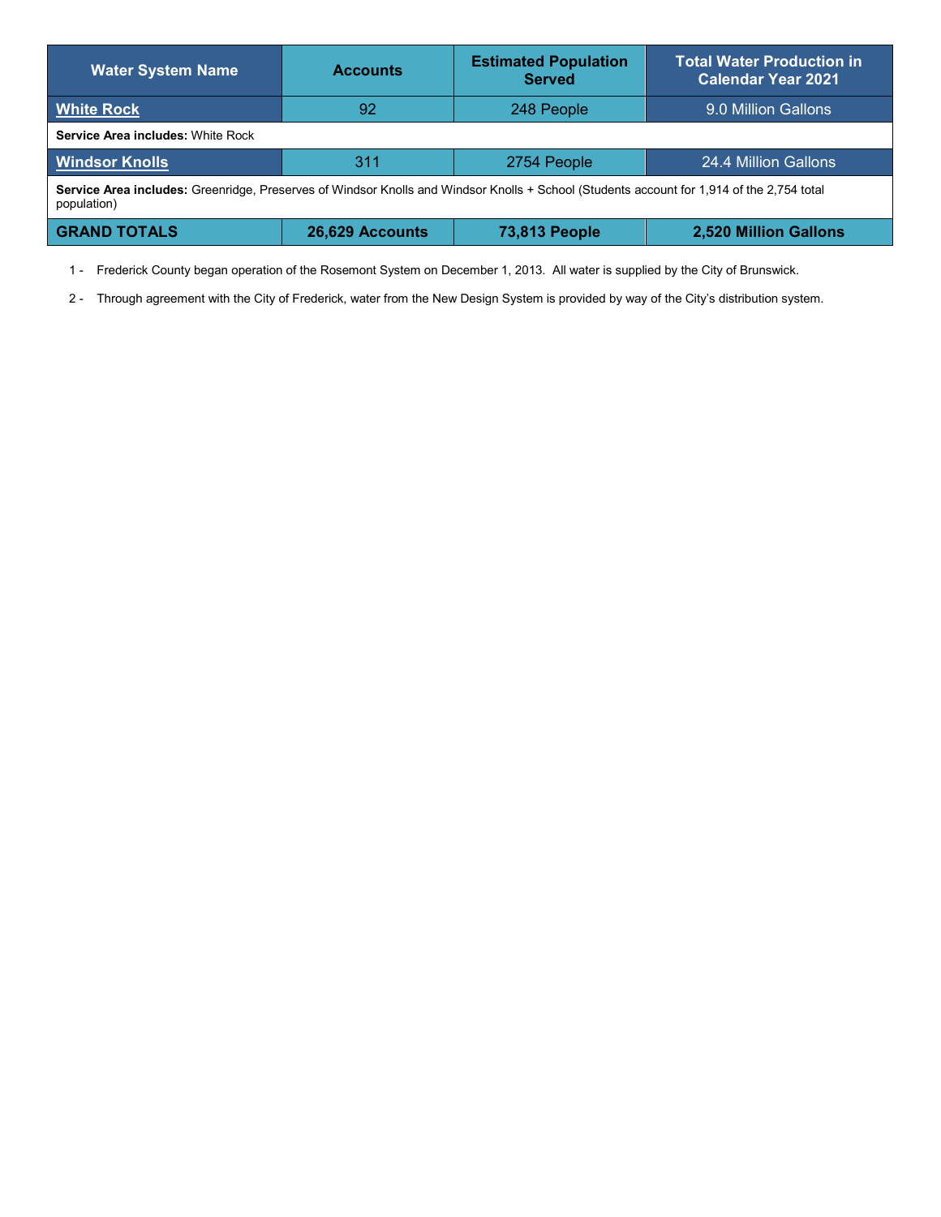| Water System Name | Accounts | Estimated Population Served | Total Water Production in Calendar Year 2021 |
| --- | --- | --- | --- |
| **White Rock** | 92 | 248 People | 9.0 Million Gallons |
| **Service Area includes:** White Rock | | | |
| **Windsor Knolls** | 311 | 2754 People | 24.4 Million Gallons |
| **Service Area includes:** Greenridge, Preserves of Windsor Knolls and Windsor Knolls + School (Students account for 1,914 of the 2,754 total population) | | | |
| **GRAND TOTALS** | **26,629 Accounts** | **73,813 People** | **2,520 Million Gallons** |

1 - Frederick County began operation of the Rosemont System on December 1, 2013. All water is supplied by the City of Brunswick.

2 - Through agreement with the City of Frederick, water from the New Design System is provided by way of the City's distribution system.